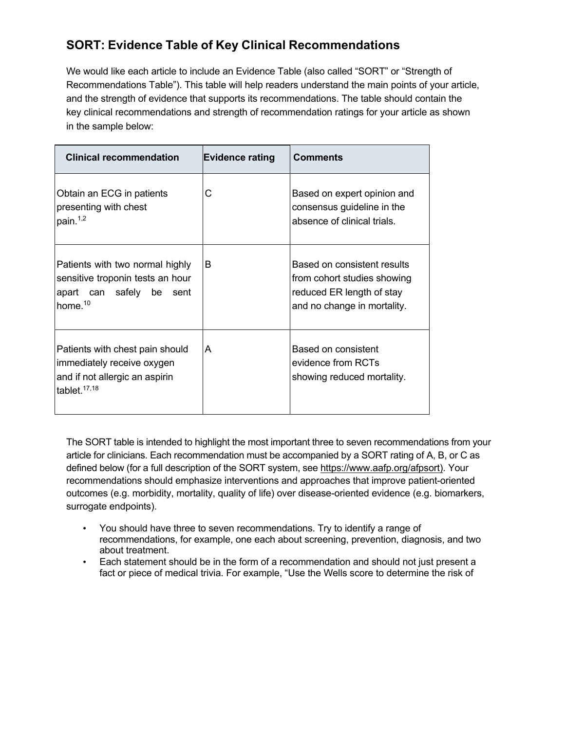# SORT: Evidence Table of Key Clinical Recommendations

We would like each article to include an Evidence Table (also called "SORT" or "Strength of Recommendations Table"). This table will help readers understand the main points of your article, and the strength of evidence that supports its recommendations. The table should contain the key clinical recommendations and strength of recommendation ratings for your article as shown in the sample below:

| Clinical recommendation | Evidence rating | Comments |
| --- | --- | --- |
| Obtain an ECG in patients presenting with chest pain.[1,2] | C | Based on expert opinion and consensus guideline in the absence of clinical trials. |
| Patients with two normal highly sensitive troponin tests an hour apart can safely be sent home.[10] | B | Based on consistent results from cohort studies showing reduced ER length of stay and no change in mortality. |
| Patients with chest pain should immediately receive oxygen and if not allergic an aspirin tablet.[17,18] | A | Based on consistent evidence from RCTs showing reduced mortality. |

The SORT table is intended to highlight the most important three to seven recommendations from your article for clinicians. Each recommendation must be accompanied by a SORT rating of A, B, or C as defined below (for a full description of the SORT system, see https://www.aafp.org/afpsort). Your recommendations should emphasize interventions and approaches that improve patient-oriented outcomes (e.g. morbidity, mortality, quality of life) over disease-oriented evidence (e.g. biomarkers, surrogate endpoints).

- You should have three to seven recommendations. Try to identify a range of recommendations, for example, one each about screening, prevention, diagnosis, and two about treatment.
- Each statement should be in the form of a recommendation and should not just present a fact or piece of medical trivia. For example, "Use the Wells score to determine the risk of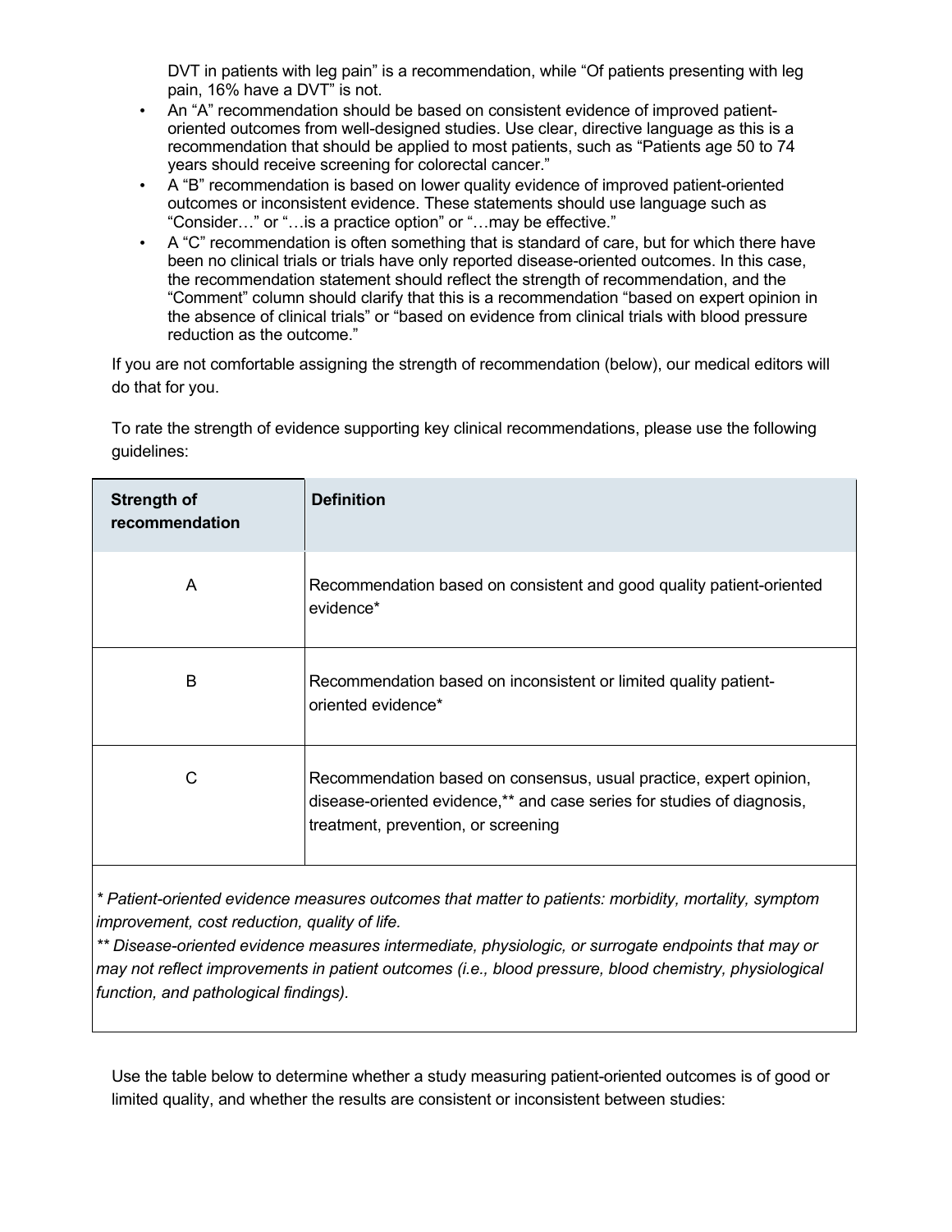DVT in patients with leg pain" is a recommendation, while "Of patients presenting with leg pain, 16% have a DVT" is not.

- An "A" recommendation should be based on consistent evidence of improved patient-oriented outcomes from well-designed studies. Use clear, directive language as this is a recommendation that should be applied to most patients, such as "Patients age 50 to 74 years should receive screening for colorectal cancer."
- A "B" recommendation is based on lower quality evidence of improved patient-oriented outcomes or inconsistent evidence. These statements should use language such as "Consider…" or "…is a practice option" or "…may be effective."
- A "C" recommendation is often something that is standard of care, but for which there have been no clinical trials or trials have only reported disease-oriented outcomes. In this case, the recommendation statement should reflect the strength of recommendation, and the "Comment" column should clarify that this is a recommendation "based on expert opinion in the absence of clinical trials" or "based on evidence from clinical trials with blood pressure reduction as the outcome."

If you are not comfortable assigning the strength of recommendation (below), our medical editors will do that for you.

To rate the strength of evidence supporting key clinical recommendations, please use the following guidelines:

| Strength of recommendation | Definition |
|---|---|
| A | Recommendation based on consistent and good quality patient-oriented evidence* |
| B | Recommendation based on inconsistent or limited quality patient-oriented evidence* |
| C | Recommendation based on consensus, usual practice, expert opinion, disease-oriented evidence,** and case series for studies of diagnosis, treatment, prevention, or screening |

*\* Patient-oriented evidence measures outcomes that matter to patients: morbidity, mortality, symptom improvement, cost reduction, quality of life.*

*\*\* Disease-oriented evidence measures intermediate, physiologic, or surrogate endpoints that may or may not reflect improvements in patient outcomes (i.e., blood pressure, blood chemistry, physiological function, and pathological findings).*

Use the table below to determine whether a study measuring patient-oriented outcomes is of good or limited quality, and whether the results are consistent or inconsistent between studies: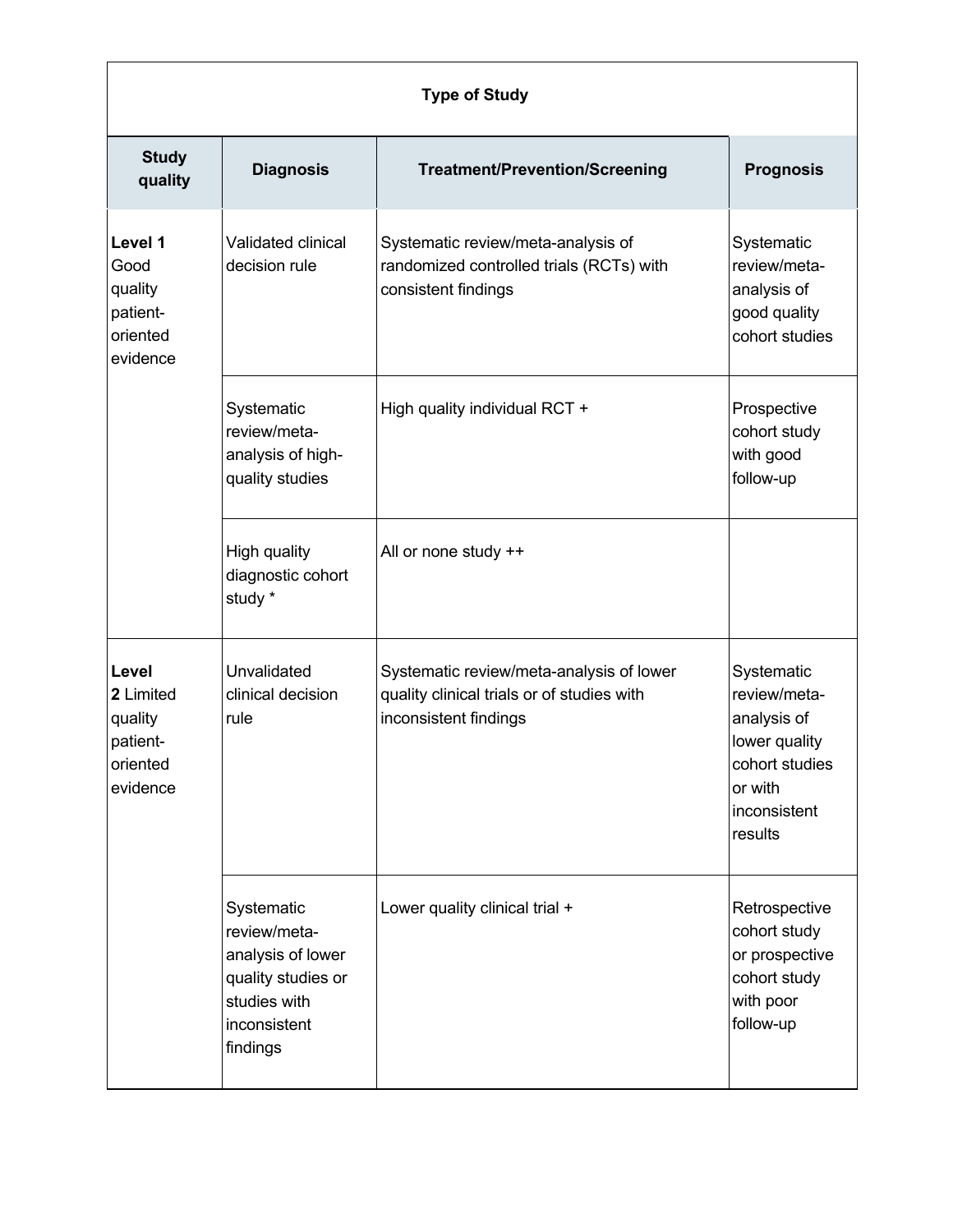| Type of Study | | | |
|---|---|---|---|
| **Study quality** | **Diagnosis** | **Treatment/Prevention/Screening** | **Prognosis** |
| **Level 1** Good quality patient-oriented evidence | Validated clinical decision rule | Systematic review/meta-analysis of randomized controlled trials (RCTs) with consistent findings | Systematic review/meta-analysis of good quality cohort studies |
| | Systematic review/meta-analysis of high-quality studies | High quality individual RCT + | Prospective cohort study with good follow-up |
| | High quality diagnostic cohort study * | All or none study ++ | |
| **Level 2** Limited quality patient-oriented evidence | Unvalidated clinical decision rule | Systematic review/meta-analysis of lower quality clinical trials or of studies with inconsistent findings | Systematic review/meta-analysis of lower quality cohort studies or with inconsistent results |
| | Systematic review/meta-analysis of lower quality studies or studies with inconsistent findings | Lower quality clinical trial + | Retrospective cohort study or prospective cohort study with poor follow-up |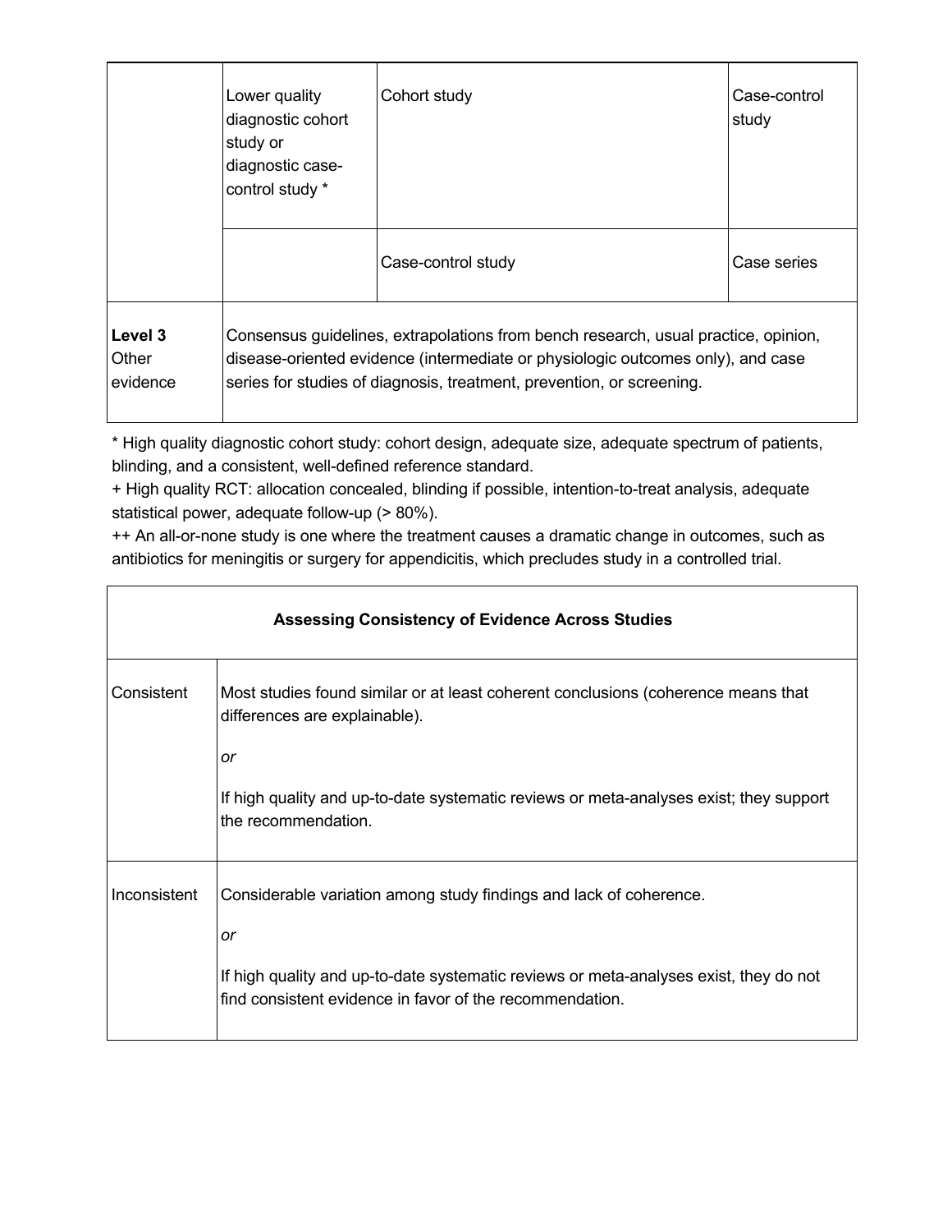| | | | |
|---|---|---|---|
| | Lower quality diagnostic cohort study or diagnostic case-control study * | Cohort study | Case-control study |
| | | Case-control study | Case series |
| **Level 3** Other evidence | Consensus guidelines, extrapolations from bench research, usual practice, opinion, disease-oriented evidence (intermediate or physiologic outcomes only), and case series for studies of diagnosis, treatment, prevention, or screening. | | |

* High quality diagnostic cohort study: cohort design, adequate size, adequate spectrum of patients, blinding, and a consistent, well-defined reference standard.
+ High quality RCT: allocation concealed, blinding if possible, intention-to-treat analysis, adequate statistical power, adequate follow-up (> 80%).
++ An all-or-none study is one where the treatment causes a dramatic change in outcomes, such as antibiotics for meningitis or surgery for appendicitis, which precludes study in a controlled trial.

| **Assessing Consistency of Evidence Across Studies** | |
|---|---|
| Consistent | Most studies found similar or at least coherent conclusions (coherence means that differences are explainable). *or* If high quality and up-to-date systematic reviews or meta-analyses exist; they support the recommendation. |
| Inconsistent | Considerable variation among study findings and lack of coherence. *or* If high quality and up-to-date systematic reviews or meta-analyses exist, they do not find consistent evidence in favor of the recommendation. |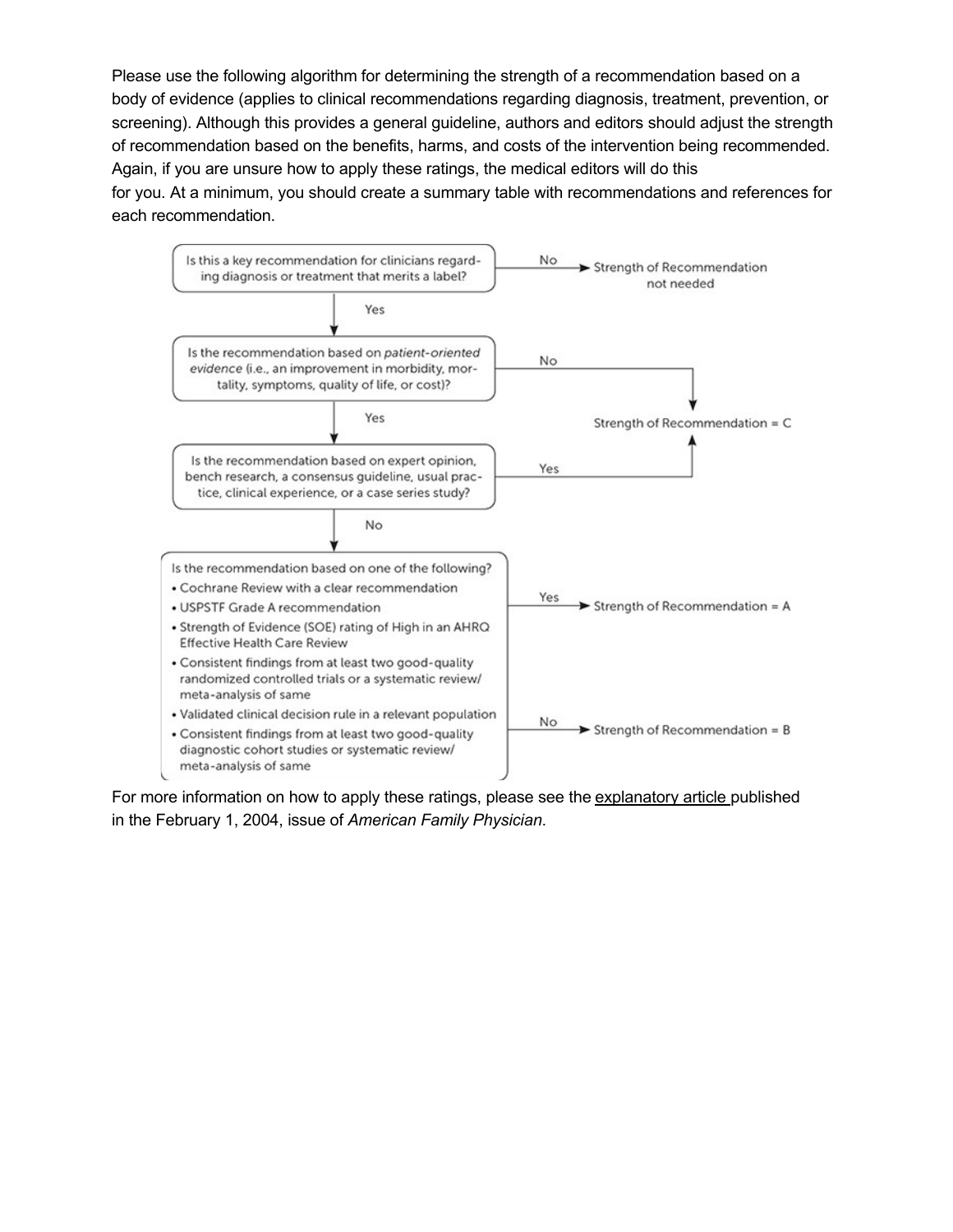Please use the following algorithm for determining the strength of a recommendation based on a body of evidence (applies to clinical recommendations regarding diagnosis, treatment, prevention, or screening). Although this provides a general guideline, authors and editors should adjust the strength of recommendation based on the benefits, harms, and costs of the intervention being recommended. Again, if you are unsure how to apply these ratings, the medical editors will do this for you. At a minimum, you should create a summary table with recommendations and references for each recommendation.

Is this a key recommendation for clinicians regarding diagnosis or treatment that merits a label?

No → Strength of Recommendation not needed

Yes

Is the recommendation based on *patient-oriented evidence* (i.e., an improvement in morbidity, mortality, symptoms, quality of life, or cost)?

No → Strength of Recommendation = C

Yes

Is the recommendation based on expert opinion, bench research, a consensus guideline, usual practice, clinical experience, or a case series study?

Yes → Strength of Recommendation = C

No

Is the recommendation based on one of the following?

- Cochrane Review with a clear recommendation
- USPSTF Grade A recommendation
- Strength of Evidence (SOE) rating of High in an AHRQ Effective Health Care Review
- Consistent findings from at least two good-quality randomized controlled trials or a systematic review/meta-analysis of same
- Validated clinical decision rule in a relevant population
- Consistent findings from at least two good-quality diagnostic cohort studies or systematic review/meta-analysis of same

Yes → Strength of Recommendation = A

No → Strength of Recommendation = B

For more information on how to apply these ratings, please see the explanatory article published in the February 1, 2004, issue of *American Family Physician*.